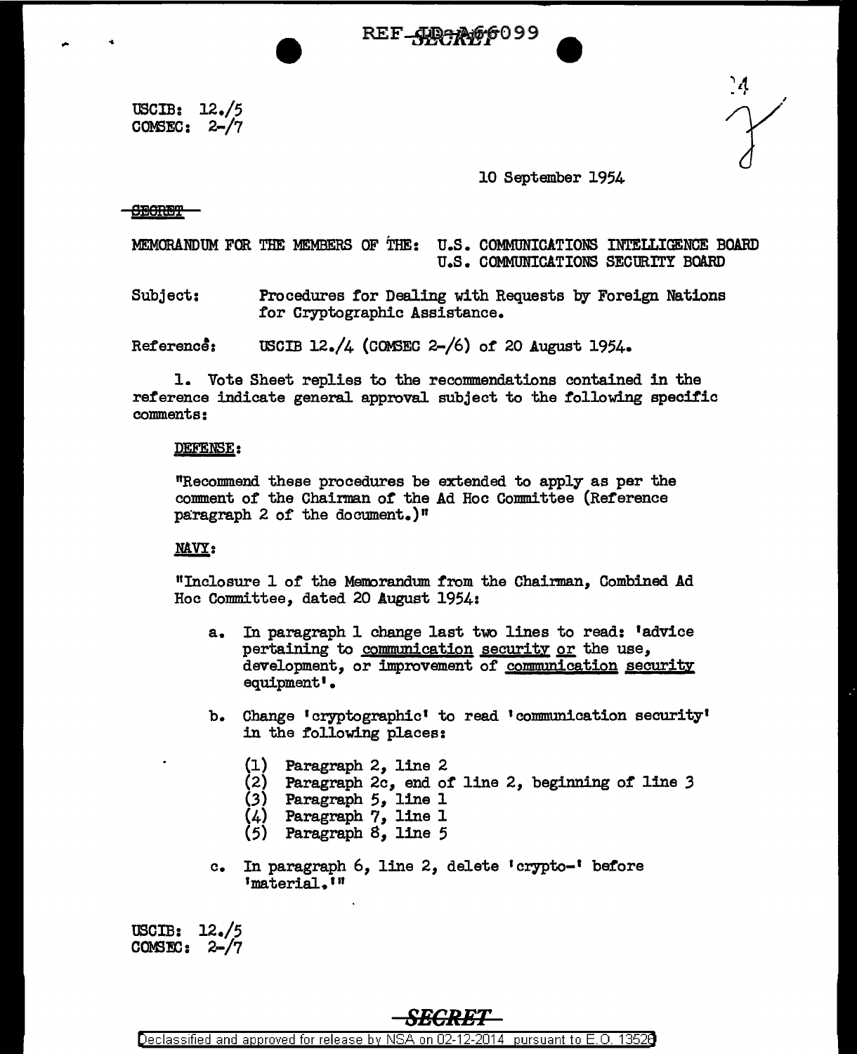USCIB: 12./5
COMSEC: 2-/7

10 September 1954

SECRET

MEMORANDUM FOR THE MEMBERS OF THE: U.S. COMMUNICATIONS INTELLIGENCE BOARD
U.S. COMMUNICATIONS SECURITY BOARD

Subject: Procedures for Dealing with Requests by Foreign Nations for Cryptographic Assistance.

Reference: USCIB 12./4 (COMSEC 2-/6) of 20 August 1954.

1. Vote Sheet replies to the recommendations contained in the reference indicate general approval subject to the following specific comments:

DEFENSE:

"Recommend these procedures be extended to apply as per the comment of the Chairman of the Ad Hoc Committee (Reference paragraph 2 of the document.)"

NAVY:

"Inclosure 1 of the Memorandum from the Chairman, Combined Ad Hoc Committee, dated 20 August 1954:

a. In paragraph 1 change last two lines to read: 'advice pertaining to communication security or the use, development, or improvement of communication security equipment'.

b. Change 'cryptographic' to read 'communication security' in the following places:

(1) Paragraph 2, line 2
(2) Paragraph 2c, end of line 2, beginning of line 3
(3) Paragraph 5, line 1
(4) Paragraph 7, line 1
(5) Paragraph 8, line 5

c. In paragraph 6, line 2, delete 'crypto-' before 'material.'"

USCIB: 12./5
COMSEC: 2-/7

SECRET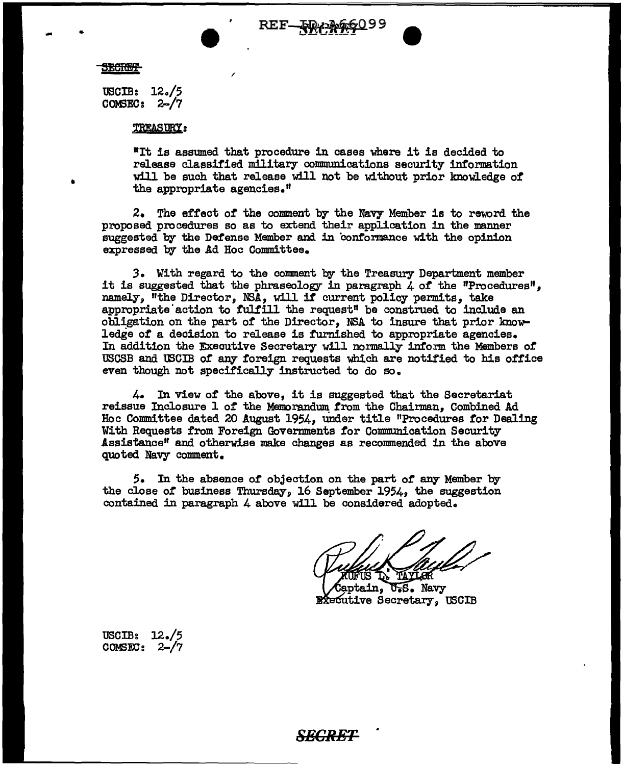SECRET

USCIB: 12./5
COMSEC: 2-/7

TREASURY:

"It is assumed that procedure in cases where it is decided to release classified military communications security information will be such that release will not be without prior knowledge of the appropriate agencies."

2. The effect of the comment by the Navy Member is to reword the proposed procedures so as to extend their application in the manner suggested by the Defense Member and in conformance with the opinion expressed by the Ad Hoc Committee.

3. With regard to the comment by the Treasury Department member it is suggested that the phraseology in paragraph 4 of the "Procedures", namely, "the Director, NSA, will if current policy permits, take appropriate action to fulfill the request" be construed to include an obligation on the part of the Director, NSA to insure that prior knowledge of a decision to release is furnished to appropriate agencies. In addition the Executive Secretary will normally inform the Members of USCSB and USCIB of any foreign requests which are notified to his office even though not specifically instructed to do so.

4. In view of the above, it is suggested that the Secretariat reissue Inclosure 1 of the Memorandum from the Chairman, Combined Ad Hoc Committee dated 20 August 1954, under title "Procedures for Dealing With Requests from Foreign Governments for Communication Security Assistance" and otherwise make changes as recommended in the above quoted Navy comment.

5. In the absence of objection on the part of any Member by the close of business Thursday, 16 September 1954, the suggestion contained in paragraph 4 above will be considered adopted.

RUFUS L. TAYLOR
Captain, U.S. Navy
Executive Secretary, USCIB

USCIB: 12./5
COMSEC: 2-/7

SECRET